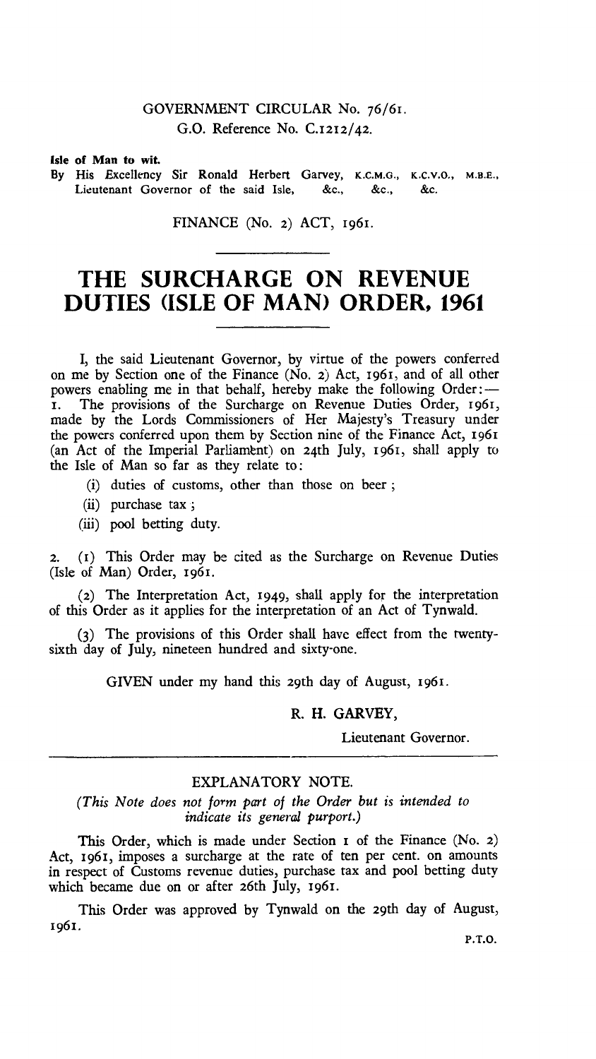GOVERNMENT CIRCULAR No. 76/61.
G.O. Reference No. C.1212/42.

**Isle of Man to wit.**
By His Excellency Sir Ronald Herbert Garvey, K.C.M.G., K.C.V.O., M.B.E., Lieutenant Governor of the said Isle, &c., &c., &c.

FINANCE (No. 2) ACT, 1961.

# THE SURCHARGE ON REVENUE DUTIES (ISLE OF MAN) ORDER, 1961

I, the said Lieutenant Governor, by virtue of the powers conferred on me by Section one of the Finance (No. 2) Act, 1961, and of all other powers enabling me in that behalf, hereby make the following Order:—

1. The provisions of the Surcharge on Revenue Duties Order, 1961, made by the Lords Commissioners of Her Majesty's Treasury under the powers conferred upon them by Section nine of the Finance Act, 1961 (an Act of the Imperial Parliament) on 24th July, 1961, shall apply to the Isle of Man so far as they relate to:
   - (i) duties of customs, other than those on beer ;
   - (ii) purchase tax ;
   - (iii) pool betting duty.

2. (1) This Order may be cited as the Surcharge on Revenue Duties (Isle of Man) Order, 1961.

   (2) The Interpretation Act, 1949, shall apply for the interpretation of this Order as it applies for the interpretation of an Act of Tynwald.

   (3) The provisions of this Order shall have effect from the twenty-sixth day of July, nineteen hundred and sixty-one.

GIVEN under my hand this 29th day of August, 1961.

R. H. GARVEY,

Lieutenant Governor.

---

## EXPLANATORY NOTE.

*(This Note does not form part of the Order but is intended to indicate its general purport.)*

This Order, which is made under Section 1 of the Finance (No. 2) Act, 1961, imposes a surcharge at the rate of ten per cent. on amounts in respect of Customs revenue duties, purchase tax and pool betting duty which became due on or after 26th July, 1961.

This Order was approved by Tynwald on the 29th day of August, 1961.

P.T.O.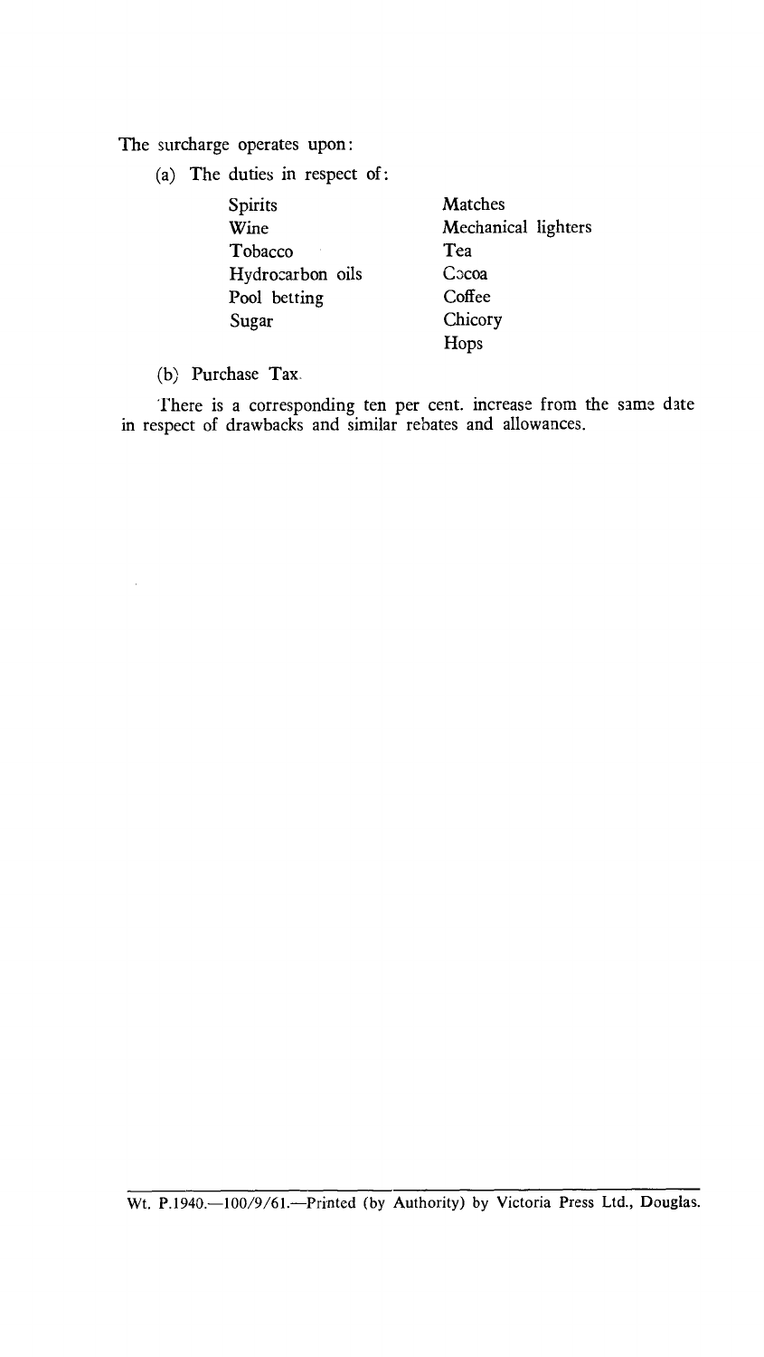The surcharge operates upon:

(a) The duties in respect of:

| | |
|---|---|
| Spirits | Matches |
| Wine | Mechanical lighters |
| Tobacco | Tea |
| Hydrocarbon oils | Cocoa |
| Pool betting | Coffee |
| Sugar | Chicory |
| | Hops |

(b) Purchase Tax.

There is a corresponding ten per cent. increase from the same date in respect of drawbacks and similar rebates and allowances.

Wt. P.1940.—100/9/61.—Printed (by Authority) by Victoria Press Ltd., Douglas.